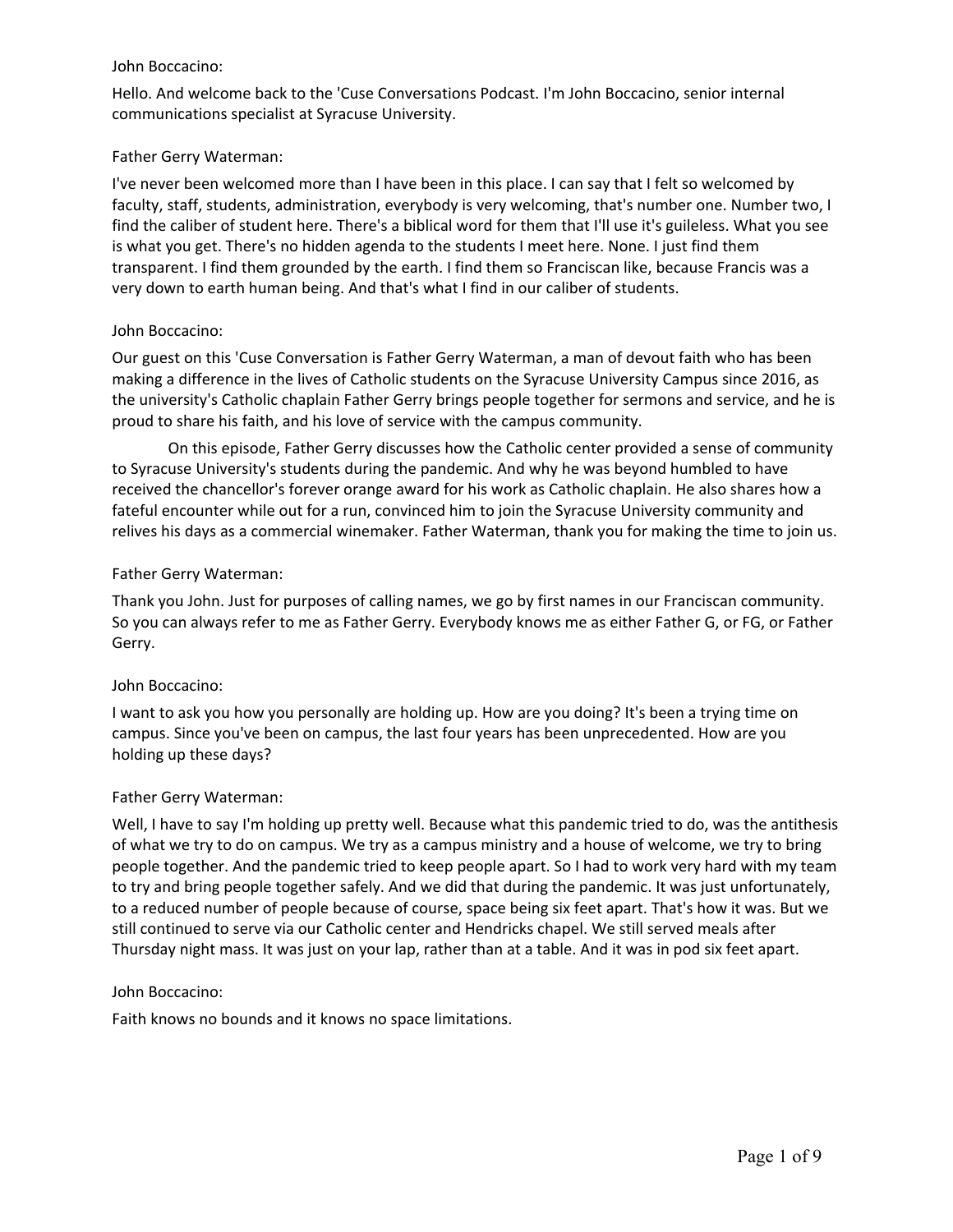John Boccacino:

Hello. And welcome back to the 'Cuse Conversations Podcast. I'm John Boccacino, senior internal communications specialist at Syracuse University.

Father Gerry Waterman:

I've never been welcomed more than I have been in this place. I can say that I felt so welcomed by faculty, staff, students, administration, everybody is very welcoming, that's number one. Number two, I find the caliber of student here. There's a biblical word for them that I'll use it's guileless. What you see is what you get. There's no hidden agenda to the students I meet here. None. I just find them transparent. I find them grounded by the earth. I find them so Franciscan like, because Francis was a very down to earth human being. And that's what I find in our caliber of students.

John Boccacino:

Our guest on this 'Cuse Conversation is Father Gerry Waterman, a man of devout faith who has been making a difference in the lives of Catholic students on the Syracuse University Campus since 2016, as the university's Catholic chaplain Father Gerry brings people together for sermons and service, and he is proud to share his faith, and his love of service with the campus community.

On this episode, Father Gerry discusses how the Catholic center provided a sense of community to Syracuse University's students during the pandemic. And why he was beyond humbled to have received the chancellor's forever orange award for his work as Catholic chaplain. He also shares how a fateful encounter while out for a run, convinced him to join the Syracuse University community and relives his days as a commercial winemaker. Father Waterman, thank you for making the time to join us.

Father Gerry Waterman:

Thank you John. Just for purposes of calling names, we go by first names in our Franciscan community. So you can always refer to me as Father Gerry. Everybody knows me as either Father G, or FG, or Father Gerry.

John Boccacino:

I want to ask you how you personally are holding up. How are you doing? It's been a trying time on campus. Since you've been on campus, the last four years has been unprecedented. How are you holding up these days?

Father Gerry Waterman:

Well, I have to say I'm holding up pretty well. Because what this pandemic tried to do, was the antithesis of what we try to do on campus. We try as a campus ministry and a house of welcome, we try to bring people together. And the pandemic tried to keep people apart. So I had to work very hard with my team to try and bring people together safely. And we did that during the pandemic. It was just unfortunately, to a reduced number of people because of course, space being six feet apart. That's how it was. But we still continued to serve via our Catholic center and Hendricks chapel. We still served meals after Thursday night mass. It was just on your lap, rather than at a table. And it was in pod six feet apart.

John Boccacino:

Faith knows no bounds and it knows no space limitations.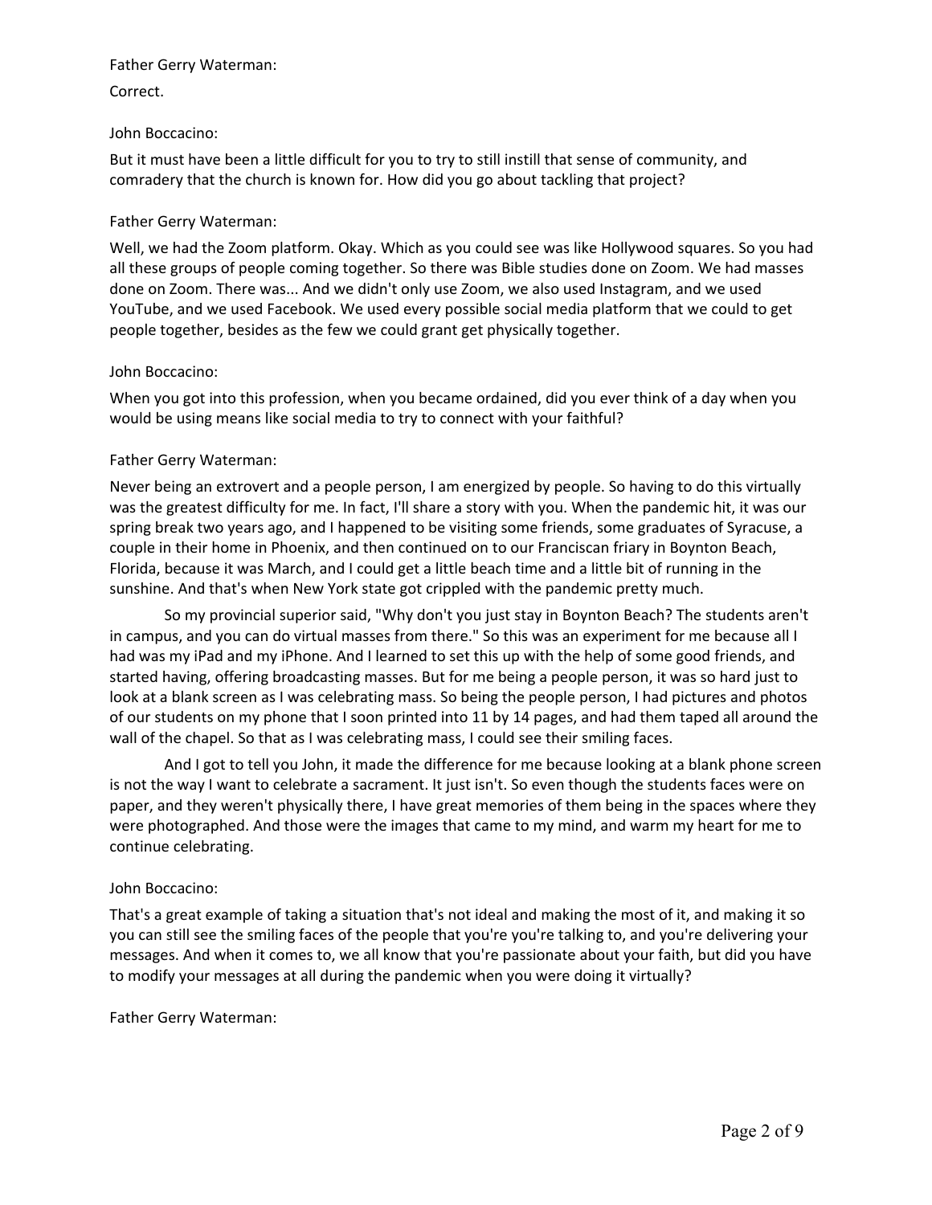Father Gerry Waterman:

Correct.

John Boccacino:

But it must have been a little difficult for you to try to still instill that sense of community, and comradery that the church is known for. How did you go about tackling that project?

Father Gerry Waterman:

Well, we had the Zoom platform. Okay. Which as you could see was like Hollywood squares. So you had all these groups of people coming together. So there was Bible studies done on Zoom. We had masses done on Zoom. There was... And we didn't only use Zoom, we also used Instagram, and we used YouTube, and we used Facebook. We used every possible social media platform that we could to get people together, besides as the few we could grant get physically together.

John Boccacino:

When you got into this profession, when you became ordained, did you ever think of a day when you would be using means like social media to try to connect with your faithful?

Father Gerry Waterman:

Never being an extrovert and a people person, I am energized by people. So having to do this virtually was the greatest difficulty for me. In fact, I'll share a story with you. When the pandemic hit, it was our spring break two years ago, and I happened to be visiting some friends, some graduates of Syracuse, a couple in their home in Phoenix, and then continued on to our Franciscan friary in Boynton Beach, Florida, because it was March, and I could get a little beach time and a little bit of running in the sunshine. And that's when New York state got crippled with the pandemic pretty much.

So my provincial superior said, "Why don't you just stay in Boynton Beach? The students aren't in campus, and you can do virtual masses from there." So this was an experiment for me because all I had was my iPad and my iPhone. And I learned to set this up with the help of some good friends, and started having, offering broadcasting masses. But for me being a people person, it was so hard just to look at a blank screen as I was celebrating mass. So being the people person, I had pictures and photos of our students on my phone that I soon printed into 11 by 14 pages, and had them taped all around the wall of the chapel. So that as I was celebrating mass, I could see their smiling faces.

And I got to tell you John, it made the difference for me because looking at a blank phone screen is not the way I want to celebrate a sacrament. It just isn't. So even though the students faces were on paper, and they weren't physically there, I have great memories of them being in the spaces where they were photographed. And those were the images that came to my mind, and warm my heart for me to continue celebrating.

John Boccacino:

That's a great example of taking a situation that's not ideal and making the most of it, and making it so you can still see the smiling faces of the people that you're you're talking to, and you're delivering your messages. And when it comes to, we all know that you're passionate about your faith, but did you have to modify your messages at all during the pandemic when you were doing it virtually?

Father Gerry Waterman: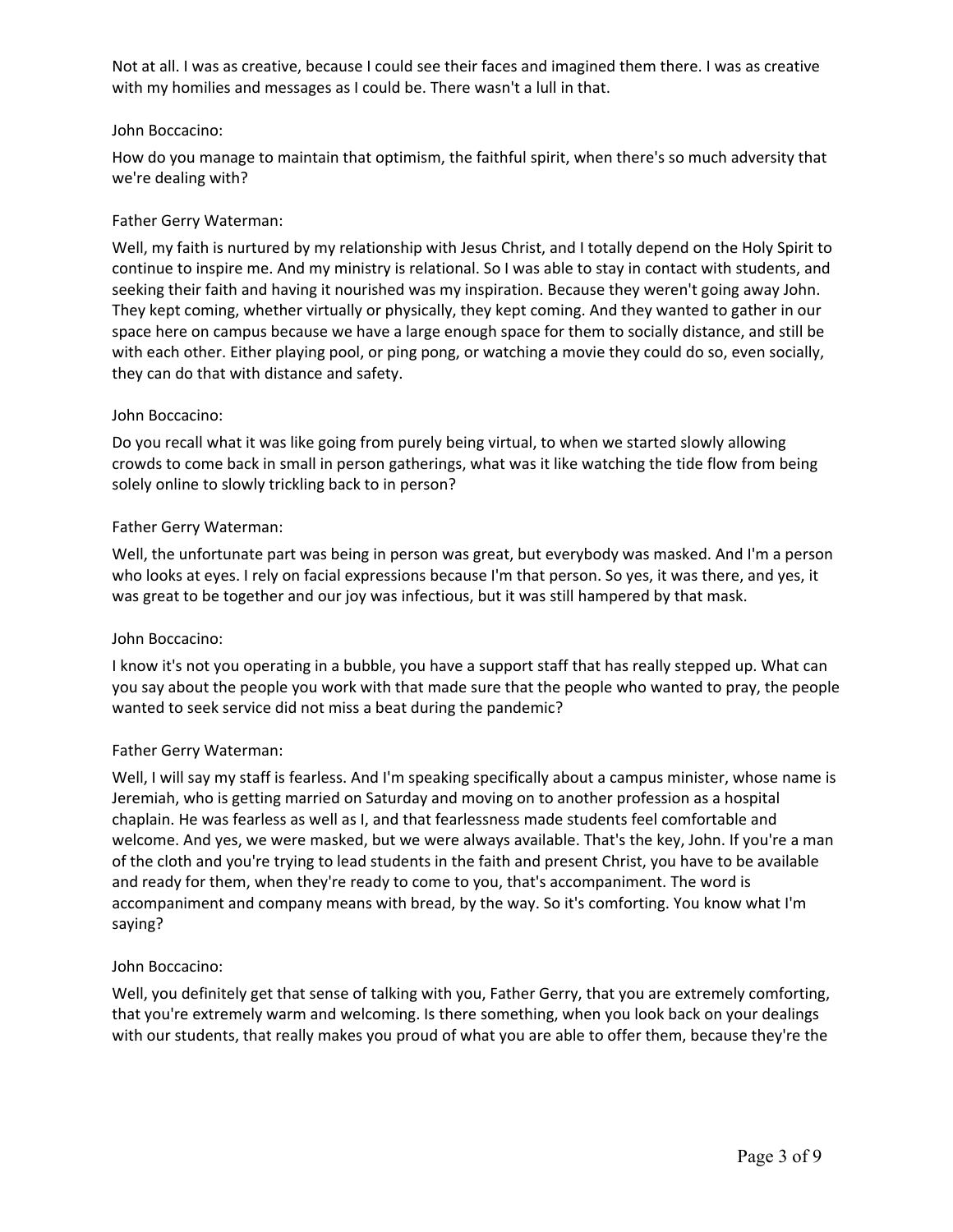Not at all. I was as creative, because I could see their faces and imagined them there. I was as creative with my homilies and messages as I could be. There wasn't a lull in that.

John Boccacino:

How do you manage to maintain that optimism, the faithful spirit, when there's so much adversity that we're dealing with?

Father Gerry Waterman:

Well, my faith is nurtured by my relationship with Jesus Christ, and I totally depend on the Holy Spirit to continue to inspire me. And my ministry is relational. So I was able to stay in contact with students, and seeking their faith and having it nourished was my inspiration. Because they weren't going away John. They kept coming, whether virtually or physically, they kept coming. And they wanted to gather in our space here on campus because we have a large enough space for them to socially distance, and still be with each other. Either playing pool, or ping pong, or watching a movie they could do so, even socially, they can do that with distance and safety.

John Boccacino:

Do you recall what it was like going from purely being virtual, to when we started slowly allowing crowds to come back in small in person gatherings, what was it like watching the tide flow from being solely online to slowly trickling back to in person?

Father Gerry Waterman:

Well, the unfortunate part was being in person was great, but everybody was masked. And I'm a person who looks at eyes. I rely on facial expressions because I'm that person. So yes, it was there, and yes, it was great to be together and our joy was infectious, but it was still hampered by that mask.

John Boccacino:

I know it's not you operating in a bubble, you have a support staff that has really stepped up. What can you say about the people you work with that made sure that the people who wanted to pray, the people wanted to seek service did not miss a beat during the pandemic?

Father Gerry Waterman:

Well, I will say my staff is fearless. And I'm speaking specifically about a campus minister, whose name is Jeremiah, who is getting married on Saturday and moving on to another profession as a hospital chaplain. He was fearless as well as I, and that fearlessness made students feel comfortable and welcome. And yes, we were masked, but we were always available. That's the key, John. If you're a man of the cloth and you're trying to lead students in the faith and present Christ, you have to be available and ready for them, when they're ready to come to you, that's accompaniment. The word is accompaniment and company means with bread, by the way. So it's comforting. You know what I'm saying?

John Boccacino:

Well, you definitely get that sense of talking with you, Father Gerry, that you are extremely comforting, that you're extremely warm and welcoming. Is there something, when you look back on your dealings with our students, that really makes you proud of what you are able to offer them, because they're the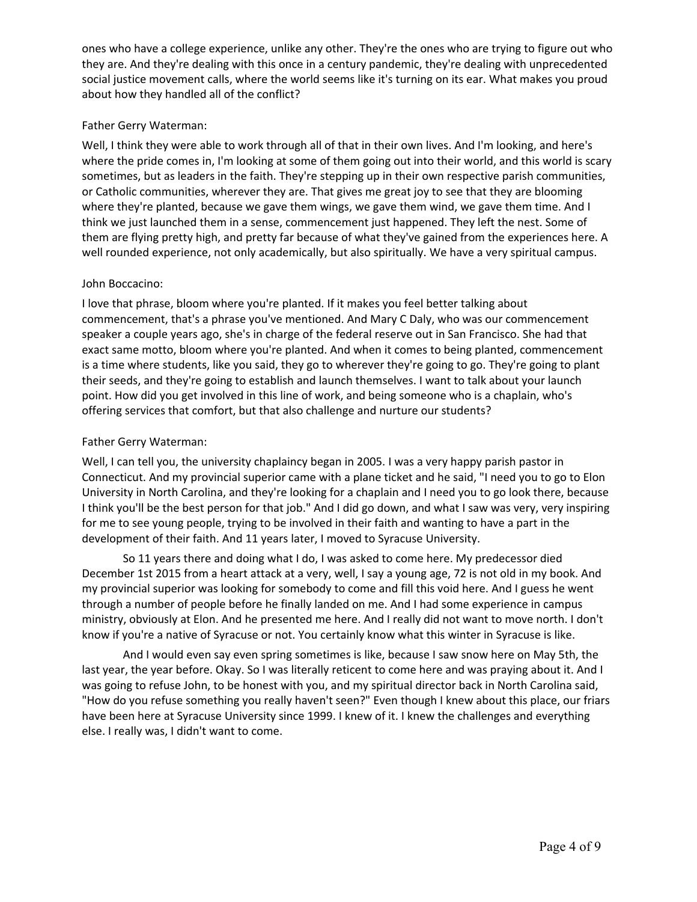ones who have a college experience, unlike any other. They're the ones who are trying to figure out who they are. And they're dealing with this once in a century pandemic, they're dealing with unprecedented social justice movement calls, where the world seems like it's turning on its ear. What makes you proud about how they handled all of the conflict?

Father Gerry Waterman:

Well, I think they were able to work through all of that in their own lives. And I'm looking, and here's where the pride comes in, I'm looking at some of them going out into their world, and this world is scary sometimes, but as leaders in the faith. They're stepping up in their own respective parish communities, or Catholic communities, wherever they are. That gives me great joy to see that they are blooming where they're planted, because we gave them wings, we gave them wind, we gave them time. And I think we just launched them in a sense, commencement just happened. They left the nest. Some of them are flying pretty high, and pretty far because of what they've gained from the experiences here. A well rounded experience, not only academically, but also spiritually. We have a very spiritual campus.

John Boccacino:

I love that phrase, bloom where you're planted. If it makes you feel better talking about commencement, that's a phrase you've mentioned. And Mary C Daly, who was our commencement speaker a couple years ago, she's in charge of the federal reserve out in San Francisco. She had that exact same motto, bloom where you're planted. And when it comes to being planted, commencement is a time where students, like you said, they go to wherever they're going to go. They're going to plant their seeds, and they're going to establish and launch themselves. I want to talk about your launch point. How did you get involved in this line of work, and being someone who is a chaplain, who's offering services that comfort, but that also challenge and nurture our students?

Father Gerry Waterman:

Well, I can tell you, the university chaplaincy began in 2005. I was a very happy parish pastor in Connecticut. And my provincial superior came with a plane ticket and he said, "I need you to go to Elon University in North Carolina, and they're looking for a chaplain and I need you to go look there, because I think you'll be the best person for that job." And I did go down, and what I saw was very, very inspiring for me to see young people, trying to be involved in their faith and wanting to have a part in the development of their faith. And 11 years later, I moved to Syracuse University.

So 11 years there and doing what I do, I was asked to come here. My predecessor died December 1st 2015 from a heart attack at a very, well, I say a young age, 72 is not old in my book. And my provincial superior was looking for somebody to come and fill this void here. And I guess he went through a number of people before he finally landed on me. And I had some experience in campus ministry, obviously at Elon. And he presented me here. And I really did not want to move north. I don't know if you're a native of Syracuse or not. You certainly know what this winter in Syracuse is like.

And I would even say even spring sometimes is like, because I saw snow here on May 5th, the last year, the year before. Okay. So I was literally reticent to come here and was praying about it. And I was going to refuse John, to be honest with you, and my spiritual director back in North Carolina said, "How do you refuse something you really haven't seen?" Even though I knew about this place, our friars have been here at Syracuse University since 1999. I knew of it. I knew the challenges and everything else. I really was, I didn't want to come.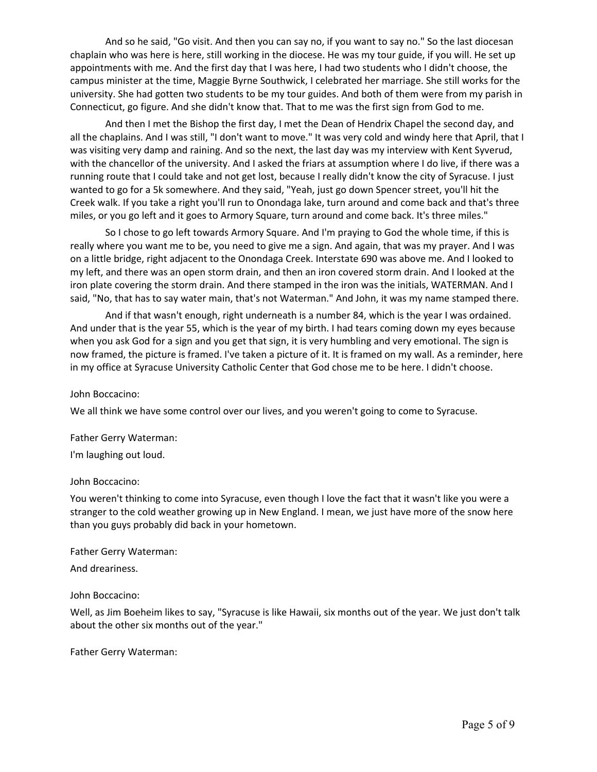And so he said, "Go visit. And then you can say no, if you want to say no." So the last diocesan chaplain who was here is here, still working in the diocese. He was my tour guide, if you will. He set up appointments with me. And the first day that I was here, I had two students who I didn't choose, the campus minister at the time, Maggie Byrne Southwick, I celebrated her marriage. She still works for the university. She had gotten two students to be my tour guides. And both of them were from my parish in Connecticut, go figure. And she didn't know that. That to me was the first sign from God to me.

And then I met the Bishop the first day, I met the Dean of Hendrix Chapel the second day, and all the chaplains. And I was still, "I don't want to move." It was very cold and windy here that April, that I was visiting very damp and raining. And so the next, the last day was my interview with Kent Syverud, with the chancellor of the university. And I asked the friars at assumption where I do live, if there was a running route that I could take and not get lost, because I really didn't know the city of Syracuse. I just wanted to go for a 5k somewhere. And they said, "Yeah, just go down Spencer street, you'll hit the Creek walk. If you take a right you'll run to Onondaga lake, turn around and come back and that's three miles, or you go left and it goes to Armory Square, turn around and come back. It's three miles."

So I chose to go left towards Armory Square. And I'm praying to God the whole time, if this is really where you want me to be, you need to give me a sign. And again, that was my prayer. And I was on a little bridge, right adjacent to the Onondaga Creek. Interstate 690 was above me. And I looked to my left, and there was an open storm drain, and then an iron covered storm drain. And I looked at the iron plate covering the storm drain. And there stamped in the iron was the initials, WATERMAN. And I said, "No, that has to say water main, that's not Waterman." And John, it was my name stamped there.

And if that wasn't enough, right underneath is a number 84, which is the year I was ordained. And under that is the year 55, which is the year of my birth. I had tears coming down my eyes because when you ask God for a sign and you get that sign, it is very humbling and very emotional. The sign is now framed, the picture is framed. I've taken a picture of it. It is framed on my wall. As a reminder, here in my office at Syracuse University Catholic Center that God chose me to be here. I didn't choose.

John Boccacino:

We all think we have some control over our lives, and you weren't going to come to Syracuse.

Father Gerry Waterman:

I'm laughing out loud.

John Boccacino:

You weren't thinking to come into Syracuse, even though I love the fact that it wasn't like you were a stranger to the cold weather growing up in New England. I mean, we just have more of the snow here than you guys probably did back in your hometown.

Father Gerry Waterman:

And dreariness.

John Boccacino:

Well, as Jim Boeheim likes to say, "Syracuse is like Hawaii, six months out of the year. We just don't talk about the other six months out of the year."

Father Gerry Waterman: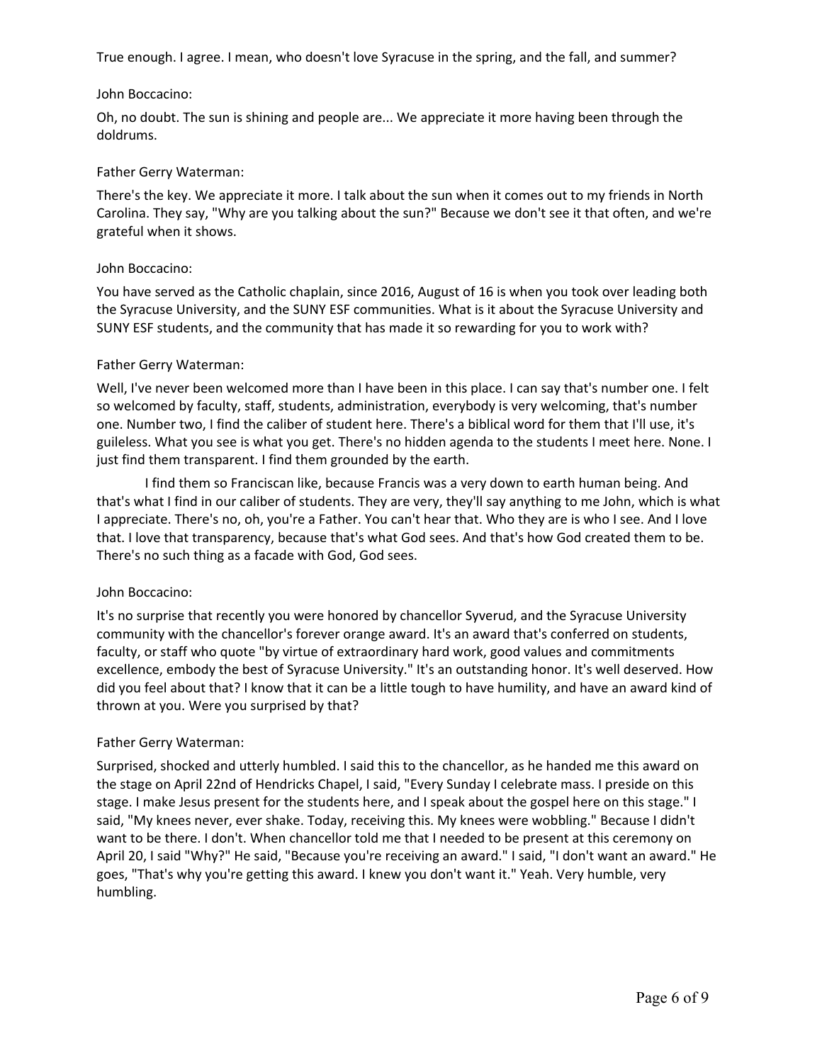True enough. I agree. I mean, who doesn't love Syracuse in the spring, and the fall, and summer?

John Boccacino:

Oh, no doubt. The sun is shining and people are... We appreciate it more having been through the doldrums.

Father Gerry Waterman:

There's the key. We appreciate it more. I talk about the sun when it comes out to my friends in North Carolina. They say, "Why are you talking about the sun?" Because we don't see it that often, and we're grateful when it shows.

John Boccacino:

You have served as the Catholic chaplain, since 2016, August of 16 is when you took over leading both the Syracuse University, and the SUNY ESF communities. What is it about the Syracuse University and SUNY ESF students, and the community that has made it so rewarding for you to work with?

Father Gerry Waterman:

Well, I've never been welcomed more than I have been in this place. I can say that's number one. I felt so welcomed by faculty, staff, students, administration, everybody is very welcoming, that's number one. Number two, I find the caliber of student here. There's a biblical word for them that I'll use, it's guileless. What you see is what you get. There's no hidden agenda to the students I meet here. None. I just find them transparent. I find them grounded by the earth.

I find them so Franciscan like, because Francis was a very down to earth human being. And that's what I find in our caliber of students. They are very, they'll say anything to me John, which is what I appreciate. There's no, oh, you're a Father. You can't hear that. Who they are is who I see. And I love that. I love that transparency, because that's what God sees. And that's how God created them to be. There's no such thing as a facade with God, God sees.

John Boccacino:

It's no surprise that recently you were honored by chancellor Syverud, and the Syracuse University community with the chancellor's forever orange award. It's an award that's conferred on students, faculty, or staff who quote "by virtue of extraordinary hard work, good values and commitments excellence, embody the best of Syracuse University." It's an outstanding honor. It's well deserved. How did you feel about that? I know that it can be a little tough to have humility, and have an award kind of thrown at you. Were you surprised by that?

Father Gerry Waterman:

Surprised, shocked and utterly humbled. I said this to the chancellor, as he handed me this award on the stage on April 22nd of Hendricks Chapel, I said, "Every Sunday I celebrate mass. I preside on this stage. I make Jesus present for the students here, and I speak about the gospel here on this stage." I said, "My knees never, ever shake. Today, receiving this. My knees were wobbling." Because I didn't want to be there. I don't. When chancellor told me that I needed to be present at this ceremony on April 20, I said "Why?" He said, "Because you're receiving an award." I said, "I don't want an award." He goes, "That's why you're getting this award. I knew you don't want it." Yeah. Very humble, very humbling.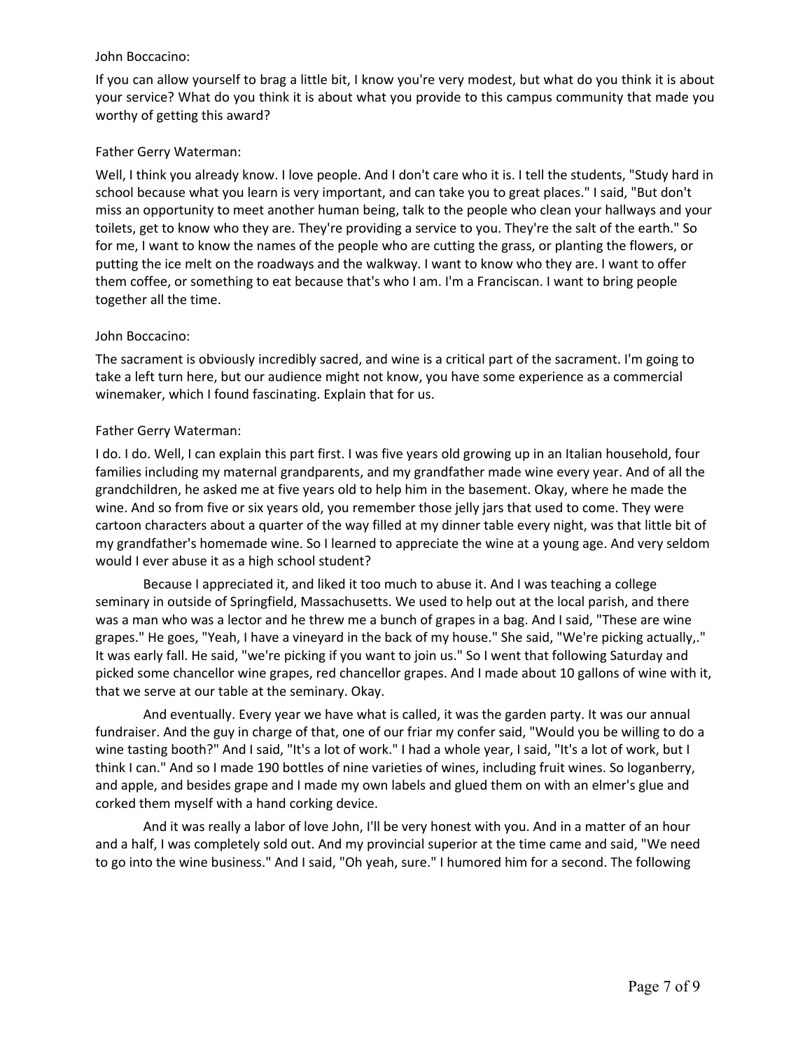John Boccacino:

If you can allow yourself to brag a little bit, I know you're very modest, but what do you think it is about your service? What do you think it is about what you provide to this campus community that made you worthy of getting this award?

Father Gerry Waterman:

Well, I think you already know. I love people. And I don't care who it is. I tell the students, "Study hard in school because what you learn is very important, and can take you to great places." I said, "But don't miss an opportunity to meet another human being, talk to the people who clean your hallways and your toilets, get to know who they are. They're providing a service to you. They're the salt of the earth." So for me, I want to know the names of the people who are cutting the grass, or planting the flowers, or putting the ice melt on the roadways and the walkway. I want to know who they are. I want to offer them coffee, or something to eat because that's who I am. I'm a Franciscan. I want to bring people together all the time.

John Boccacino:

The sacrament is obviously incredibly sacred, and wine is a critical part of the sacrament. I'm going to take a left turn here, but our audience might not know, you have some experience as a commercial winemaker, which I found fascinating. Explain that for us.

Father Gerry Waterman:

I do. I do. Well, I can explain this part first. I was five years old growing up in an Italian household, four families including my maternal grandparents, and my grandfather made wine every year. And of all the grandchildren, he asked me at five years old to help him in the basement. Okay, where he made the wine. And so from five or six years old, you remember those jelly jars that used to come. They were cartoon characters about a quarter of the way filled at my dinner table every night, was that little bit of my grandfather's homemade wine. So I learned to appreciate the wine at a young age. And very seldom would I ever abuse it as a high school student?

Because I appreciated it, and liked it too much to abuse it. And I was teaching a college seminary in outside of Springfield, Massachusetts. We used to help out at the local parish, and there was a man who was a lector and he threw me a bunch of grapes in a bag. And I said, "These are wine grapes." He goes, "Yeah, I have a vineyard in the back of my house." She said, "We're picking actually,." It was early fall. He said, "we're picking if you want to join us." So I went that following Saturday and picked some chancellor wine grapes, red chancellor grapes. And I made about 10 gallons of wine with it, that we serve at our table at the seminary. Okay.

And eventually. Every year we have what is called, it was the garden party. It was our annual fundraiser. And the guy in charge of that, one of our friar my confer said, "Would you be willing to do a wine tasting booth?" And I said, "It's a lot of work." I had a whole year, I said, "It's a lot of work, but I think I can." And so I made 190 bottles of nine varieties of wines, including fruit wines. So loganberry, and apple, and besides grape and I made my own labels and glued them on with an elmer's glue and corked them myself with a hand corking device.

And it was really a labor of love John, I'll be very honest with you. And in a matter of an hour and a half, I was completely sold out. And my provincial superior at the time came and said, "We need to go into the wine business." And I said, "Oh yeah, sure." I humored him for a second. The following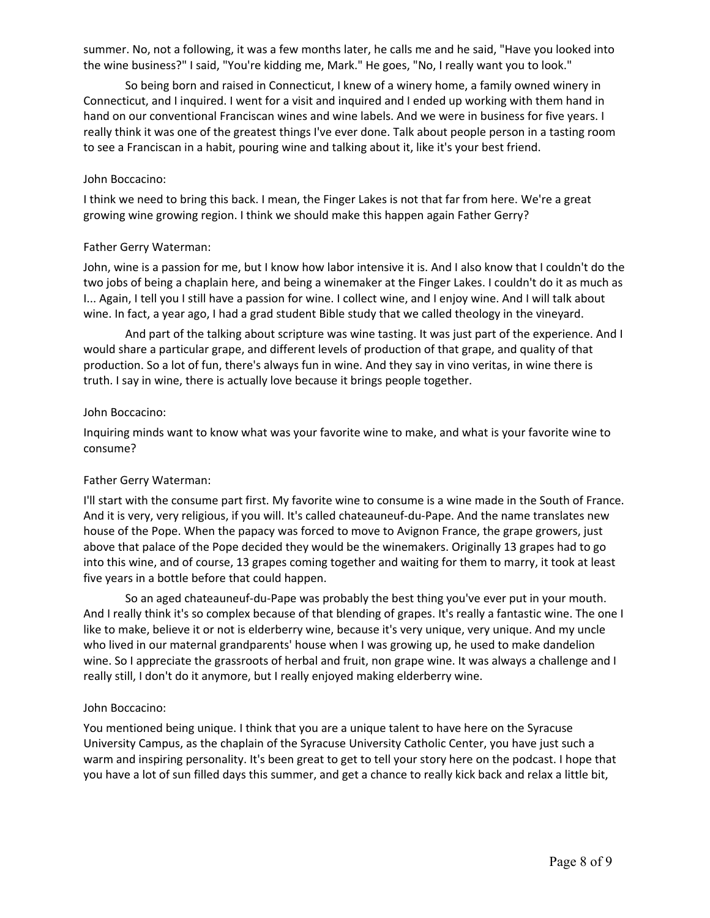summer. No, not a following, it was a few months later, he calls me and he said, "Have you looked into the wine business?" I said, "You're kidding me, Mark." He goes, "No, I really want you to look."

So being born and raised in Connecticut, I knew of a winery home, a family owned winery in Connecticut, and I inquired. I went for a visit and inquired and I ended up working with them hand in hand on our conventional Franciscan wines and wine labels. And we were in business for five years. I really think it was one of the greatest things I've ever done. Talk about people person in a tasting room to see a Franciscan in a habit, pouring wine and talking about it, like it's your best friend.

John Boccacino:

I think we need to bring this back. I mean, the Finger Lakes is not that far from here. We're a great growing wine growing region. I think we should make this happen again Father Gerry?

Father Gerry Waterman:

John, wine is a passion for me, but I know how labor intensive it is. And I also know that I couldn't do the two jobs of being a chaplain here, and being a winemaker at the Finger Lakes. I couldn't do it as much as I... Again, I tell you I still have a passion for wine. I collect wine, and I enjoy wine. And I will talk about wine. In fact, a year ago, I had a grad student Bible study that we called theology in the vineyard.

And part of the talking about scripture was wine tasting. It was just part of the experience. And I would share a particular grape, and different levels of production of that grape, and quality of that production. So a lot of fun, there's always fun in wine. And they say in vino veritas, in wine there is truth. I say in wine, there is actually love because it brings people together.

John Boccacino:

Inquiring minds want to know what was your favorite wine to make, and what is your favorite wine to consume?

Father Gerry Waterman:

I'll start with the consume part first. My favorite wine to consume is a wine made in the South of France. And it is very, very religious, if you will. It's called chateauneuf-du-Pape. And the name translates new house of the Pope. When the papacy was forced to move to Avignon France, the grape growers, just above that palace of the Pope decided they would be the winemakers. Originally 13 grapes had to go into this wine, and of course, 13 grapes coming together and waiting for them to marry, it took at least five years in a bottle before that could happen.

So an aged chateauneuf-du-Pape was probably the best thing you've ever put in your mouth. And I really think it's so complex because of that blending of grapes. It's really a fantastic wine. The one I like to make, believe it or not is elderberry wine, because it's very unique, very unique. And my uncle who lived in our maternal grandparents' house when I was growing up, he used to make dandelion wine. So I appreciate the grassroots of herbal and fruit, non grape wine. It was always a challenge and I really still, I don't do it anymore, but I really enjoyed making elderberry wine.

John Boccacino:

You mentioned being unique. I think that you are a unique talent to have here on the Syracuse University Campus, as the chaplain of the Syracuse University Catholic Center, you have just such a warm and inspiring personality. It's been great to get to tell your story here on the podcast. I hope that you have a lot of sun filled days this summer, and get a chance to really kick back and relax a little bit,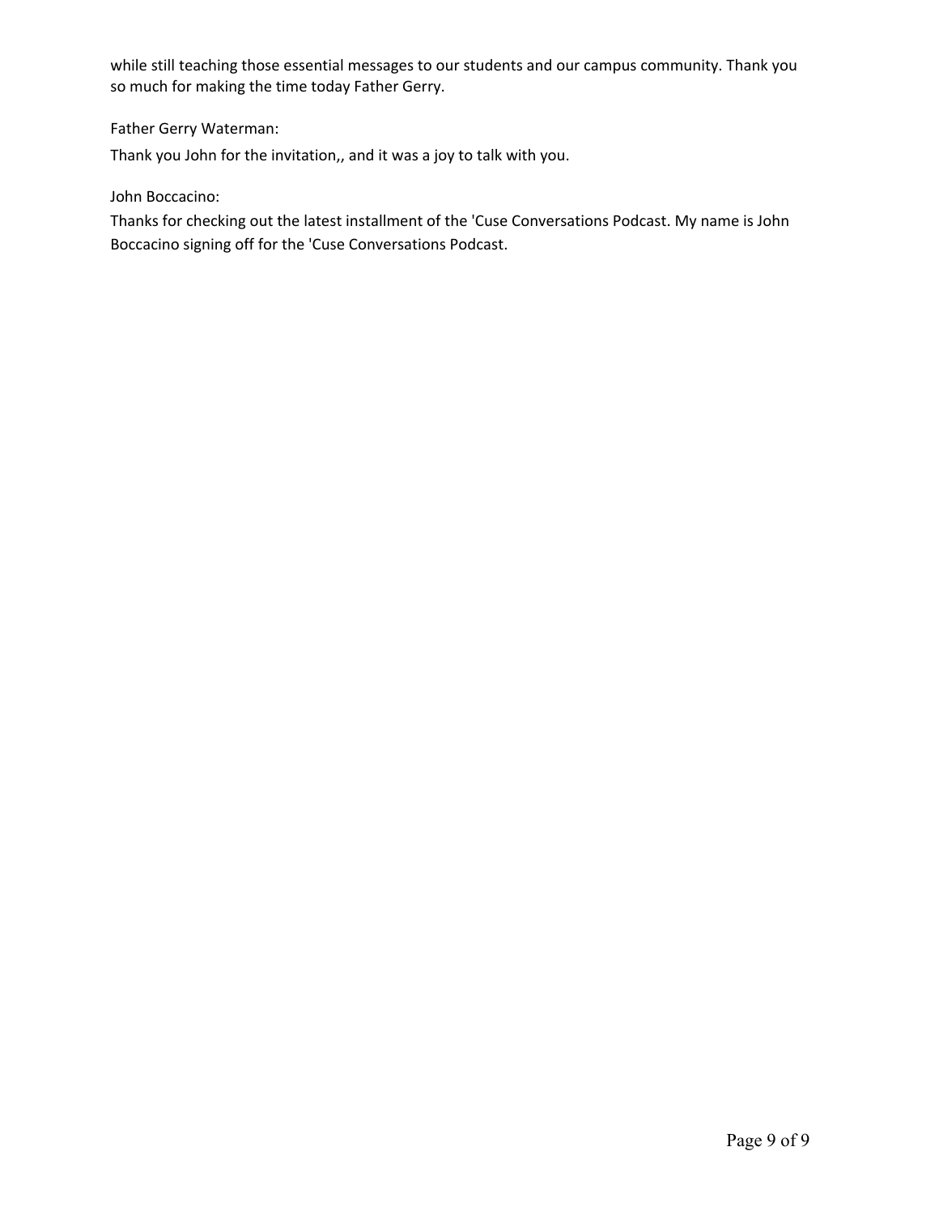while still teaching those essential messages to our students and our campus community. Thank you so much for making the time today Father Gerry.

Father Gerry Waterman:

Thank you John for the invitation,, and it was a joy to talk with you.

John Boccacino:

Thanks for checking out the latest installment of the 'Cuse Conversations Podcast. My name is John Boccacino signing off for the 'Cuse Conversations Podcast.